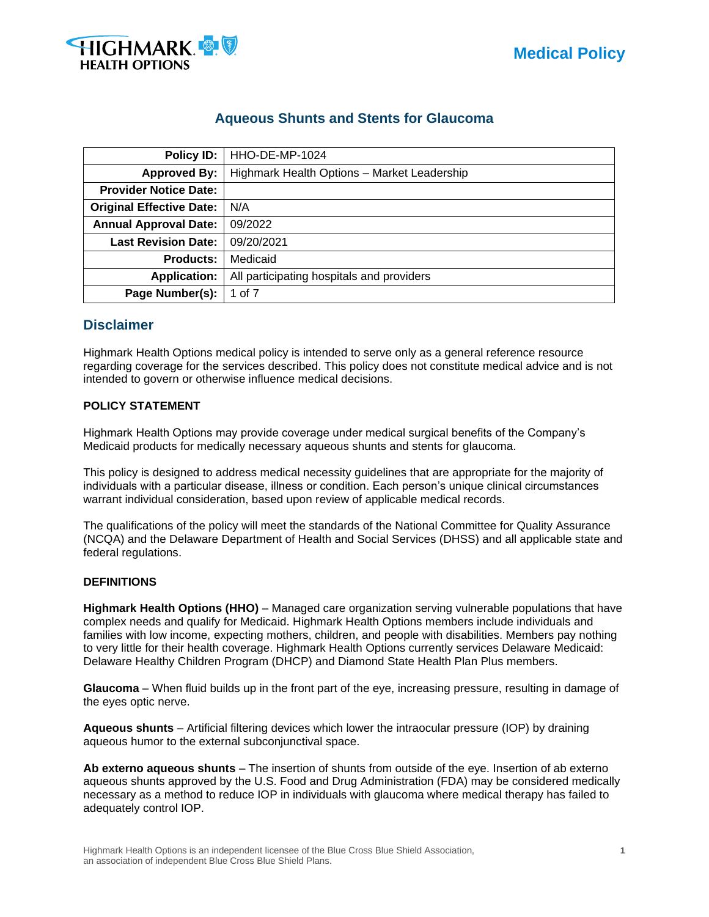# Aqueous Shunts and Stents for Glaucoma

| Policy ID: | HHO-DE-MP-1024 |
|---|---|
| Approved By: | Highmark Health Options – Market Leadership |
| Provider Notice Date: | |
| Original Effective Date: | N/A |
| Annual Approval Date: | 09/2022 |
| Last Revision Date: | 09/20/2021 |
| Products: | Medicaid |
| Application: | All participating hospitals and providers |
| Page Number(s): | 1 of 7 |

## Disclaimer

Highmark Health Options medical policy is intended to serve only as a general reference resource regarding coverage for the services described. This policy does not constitute medical advice and is not intended to govern or otherwise influence medical decisions.

**POLICY STATEMENT**

Highmark Health Options may provide coverage under medical surgical benefits of the Company's Medicaid products for medically necessary aqueous shunts and stents for glaucoma.

This policy is designed to address medical necessity guidelines that are appropriate for the majority of individuals with a particular disease, illness or condition. Each person's unique clinical circumstances warrant individual consideration, based upon review of applicable medical records.

The qualifications of the policy will meet the standards of the National Committee for Quality Assurance (NCQA) and the Delaware Department of Health and Social Services (DHSS) and all applicable state and federal regulations.

**DEFINITIONS**

**Highmark Health Options (HHO)** – Managed care organization serving vulnerable populations that have complex needs and qualify for Medicaid. Highmark Health Options members include individuals and families with low income, expecting mothers, children, and people with disabilities. Members pay nothing to very little for their health coverage. Highmark Health Options currently services Delaware Medicaid: Delaware Healthy Children Program (DHCP) and Diamond State Health Plan Plus members.

**Glaucoma** – When fluid builds up in the front part of the eye, increasing pressure, resulting in damage of the eyes optic nerve.

**Aqueous shunts** – Artificial filtering devices which lower the intraocular pressure (IOP) by draining aqueous humor to the external subconjunctival space.

**Ab externo aqueous shunts** – The insertion of shunts from outside of the eye. Insertion of ab externo aqueous shunts approved by the U.S. Food and Drug Administration (FDA) may be considered medically necessary as a method to reduce IOP in individuals with glaucoma where medical therapy has failed to adequately control IOP.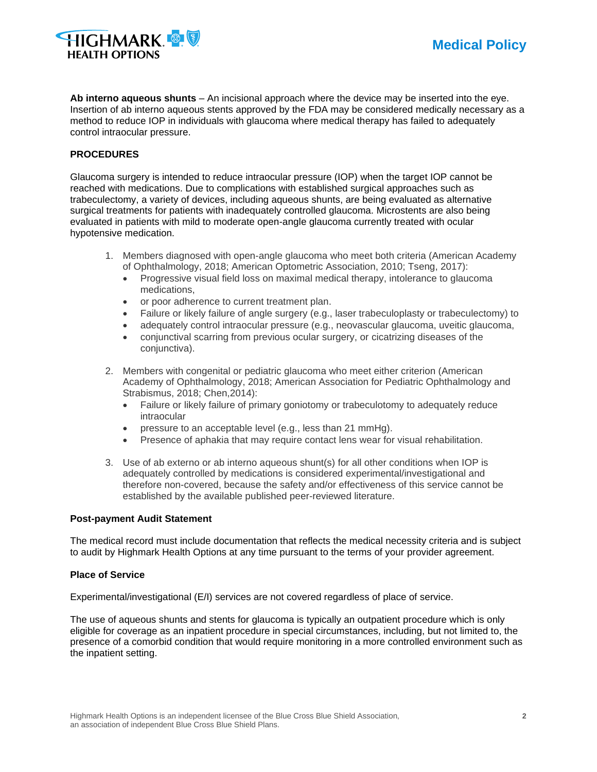**Ab interno aqueous shunts** – An incisional approach where the device may be inserted into the eye. Insertion of ab interno aqueous stents approved by the FDA may be considered medically necessary as a method to reduce IOP in individuals with glaucoma where medical therapy has failed to adequately control intraocular pressure.

**PROCEDURES**

Glaucoma surgery is intended to reduce intraocular pressure (IOP) when the target IOP cannot be reached with medications. Due to complications with established surgical approaches such as trabeculectomy, a variety of devices, including aqueous shunts, are being evaluated as alternative surgical treatments for patients with inadequately controlled glaucoma. Microstents are also being evaluated in patients with mild to moderate open-angle glaucoma currently treated with ocular hypotensive medication.

1. Members diagnosed with open-angle glaucoma who meet both criteria (American Academy of Ophthalmology, 2018; American Optometric Association, 2010; Tseng, 2017):
   - Progressive visual field loss on maximal medical therapy, intolerance to glaucoma medications,
   - or poor adherence to current treatment plan.
   - Failure or likely failure of angle surgery (e.g., laser trabeculoplasty or trabeculectomy) to
   - adequately control intraocular pressure (e.g., neovascular glaucoma, uveitic glaucoma,
   - conjunctival scarring from previous ocular surgery, or cicatrizing diseases of the conjunctiva).

2. Members with congenital or pediatric glaucoma who meet either criterion (American Academy of Ophthalmology, 2018; American Association for Pediatric Ophthalmology and Strabismus, 2018; Chen,2014):
   - Failure or likely failure of primary goniotomy or trabeculotomy to adequately reduce intraocular
   - pressure to an acceptable level (e.g., less than 21 mmHg).
   - Presence of aphakia that may require contact lens wear for visual rehabilitation.

3. Use of ab externo or ab interno aqueous shunt(s) for all other conditions when IOP is adequately controlled by medications is considered experimental/investigational and therefore non-covered, because the safety and/or effectiveness of this service cannot be established by the available published peer-reviewed literature.

**Post-payment Audit Statement**

The medical record must include documentation that reflects the medical necessity criteria and is subject to audit by Highmark Health Options at any time pursuant to the terms of your provider agreement.

**Place of Service**

Experimental/investigational (E/I) services are not covered regardless of place of service.

The use of aqueous shunts and stents for glaucoma is typically an outpatient procedure which is only eligible for coverage as an inpatient procedure in special circumstances, including, but not limited to, the presence of a comorbid condition that would require monitoring in a more controlled environment such as the inpatient setting.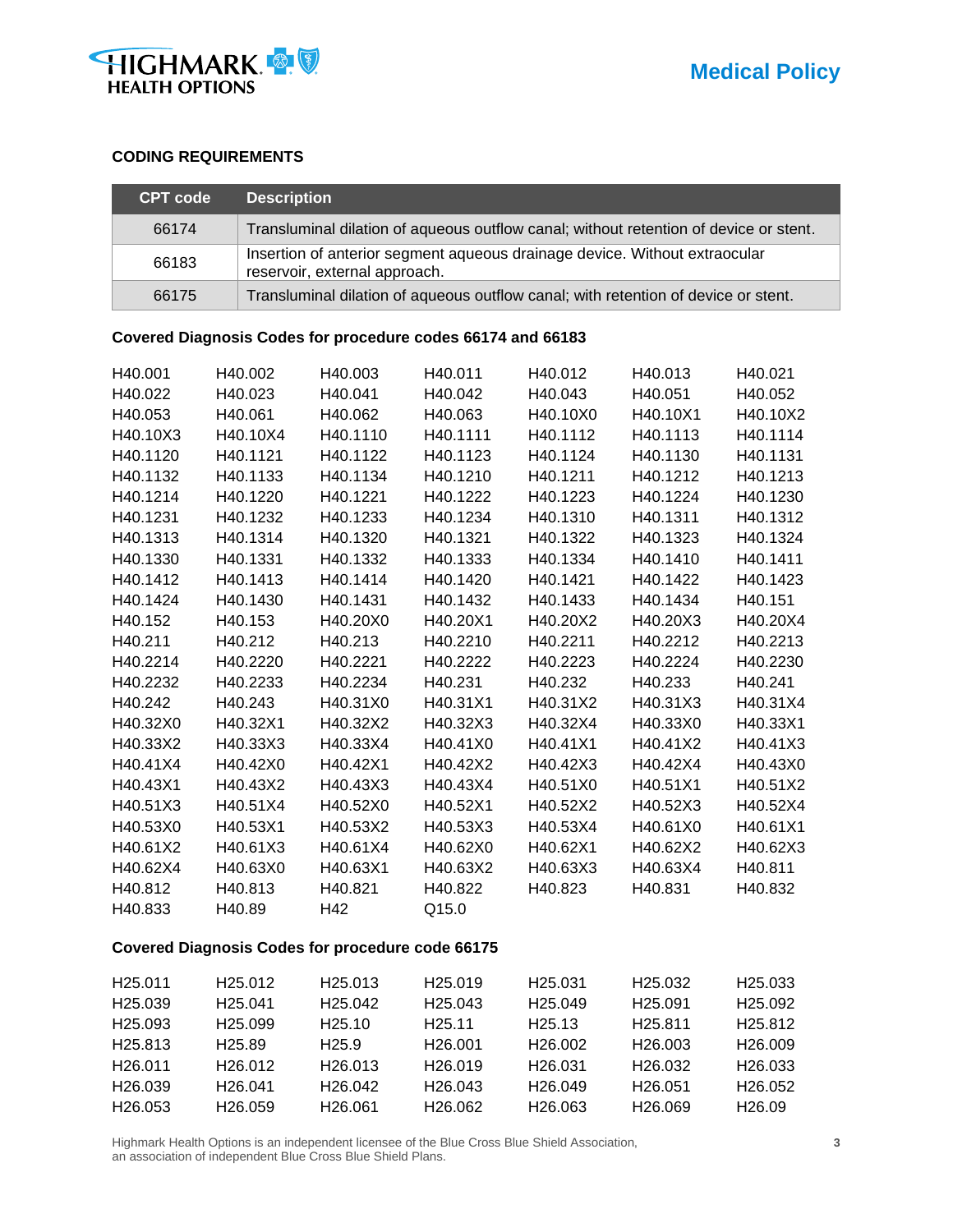## CODING REQUIREMENTS

| CPT code | Description |
|---|---|
| 66174 | Transluminal dilation of aqueous outflow canal; without retention of device or stent. |
| 66183 | Insertion of anterior segment aqueous drainage device. Without extraocular reservoir, external approach. |
| 66175 | Transluminal dilation of aqueous outflow canal; with retention of device or stent. |

### Covered Diagnosis Codes for procedure codes 66174 and 66183

| | | | | | | |
|---|---|---|---|---|---|---|
| H40.001 | H40.002 | H40.003 | H40.011 | H40.012 | H40.013 | H40.021 |
| H40.022 | H40.023 | H40.041 | H40.042 | H40.043 | H40.051 | H40.052 |
| H40.053 | H40.061 | H40.062 | H40.063 | H40.10X0 | H40.10X1 | H40.10X2 |
| H40.10X3 | H40.10X4 | H40.1110 | H40.1111 | H40.1112 | H40.1113 | H40.1114 |
| H40.1120 | H40.1121 | H40.1122 | H40.1123 | H40.1124 | H40.1130 | H40.1131 |
| H40.1132 | H40.1133 | H40.1134 | H40.1210 | H40.1211 | H40.1212 | H40.1213 |
| H40.1214 | H40.1220 | H40.1221 | H40.1222 | H40.1223 | H40.1224 | H40.1230 |
| H40.1231 | H40.1232 | H40.1233 | H40.1234 | H40.1310 | H40.1311 | H40.1312 |
| H40.1313 | H40.1314 | H40.1320 | H40.1321 | H40.1322 | H40.1323 | H40.1324 |
| H40.1330 | H40.1331 | H40.1332 | H40.1333 | H40.1334 | H40.1410 | H40.1411 |
| H40.1412 | H40.1413 | H40.1414 | H40.1420 | H40.1421 | H40.1422 | H40.1423 |
| H40.1424 | H40.1430 | H40.1431 | H40.1432 | H40.1433 | H40.1434 | H40.151 |
| H40.152 | H40.153 | H40.20X0 | H40.20X1 | H40.20X2 | H40.20X3 | H40.20X4 |
| H40.211 | H40.212 | H40.213 | H40.2210 | H40.2211 | H40.2212 | H40.2213 |
| H40.2214 | H40.2220 | H40.2221 | H40.2222 | H40.2223 | H40.2224 | H40.2230 |
| H40.2232 | H40.2233 | H40.2234 | H40.231 | H40.232 | H40.233 | H40.241 |
| H40.242 | H40.243 | H40.31X0 | H40.31X1 | H40.31X2 | H40.31X3 | H40.31X4 |
| H40.32X0 | H40.32X1 | H40.32X2 | H40.32X3 | H40.32X4 | H40.33X0 | H40.33X1 |
| H40.33X2 | H40.33X3 | H40.33X4 | H40.41X0 | H40.41X1 | H40.41X2 | H40.41X3 |
| H40.41X4 | H40.42X0 | H40.42X1 | H40.42X2 | H40.42X3 | H40.42X4 | H40.43X0 |
| H40.43X1 | H40.43X2 | H40.43X3 | H40.43X4 | H40.51X0 | H40.51X1 | H40.51X2 |
| H40.51X3 | H40.51X4 | H40.52X0 | H40.52X1 | H40.52X2 | H40.52X3 | H40.52X4 |
| H40.53X0 | H40.53X1 | H40.53X2 | H40.53X3 | H40.53X4 | H40.61X0 | H40.61X1 |
| H40.61X2 | H40.61X3 | H40.61X4 | H40.62X0 | H40.62X1 | H40.62X2 | H40.62X3 |
| H40.62X4 | H40.63X0 | H40.63X1 | H40.63X2 | H40.63X3 | H40.63X4 | H40.811 |
| H40.812 | H40.813 | H40.821 | H40.822 | H40.823 | H40.831 | H40.832 |
| H40.833 | H40.89 | H42 | Q15.0 | | | |

### Covered Diagnosis Codes for procedure code 66175

| | | | | | | |
|---|---|---|---|---|---|---|
| H25.011 | H25.012 | H25.013 | H25.019 | H25.031 | H25.032 | H25.033 |
| H25.039 | H25.041 | H25.042 | H25.043 | H25.049 | H25.091 | H25.092 |
| H25.093 | H25.099 | H25.10 | H25.11 | H25.13 | H25.811 | H25.812 |
| H25.813 | H25.89 | H25.9 | H26.001 | H26.002 | H26.003 | H26.009 |
| H26.011 | H26.012 | H26.013 | H26.019 | H26.031 | H26.032 | H26.033 |
| H26.039 | H26.041 | H26.042 | H26.043 | H26.049 | H26.051 | H26.052 |
| H26.053 | H26.059 | H26.061 | H26.062 | H26.063 | H26.069 | H26.09 |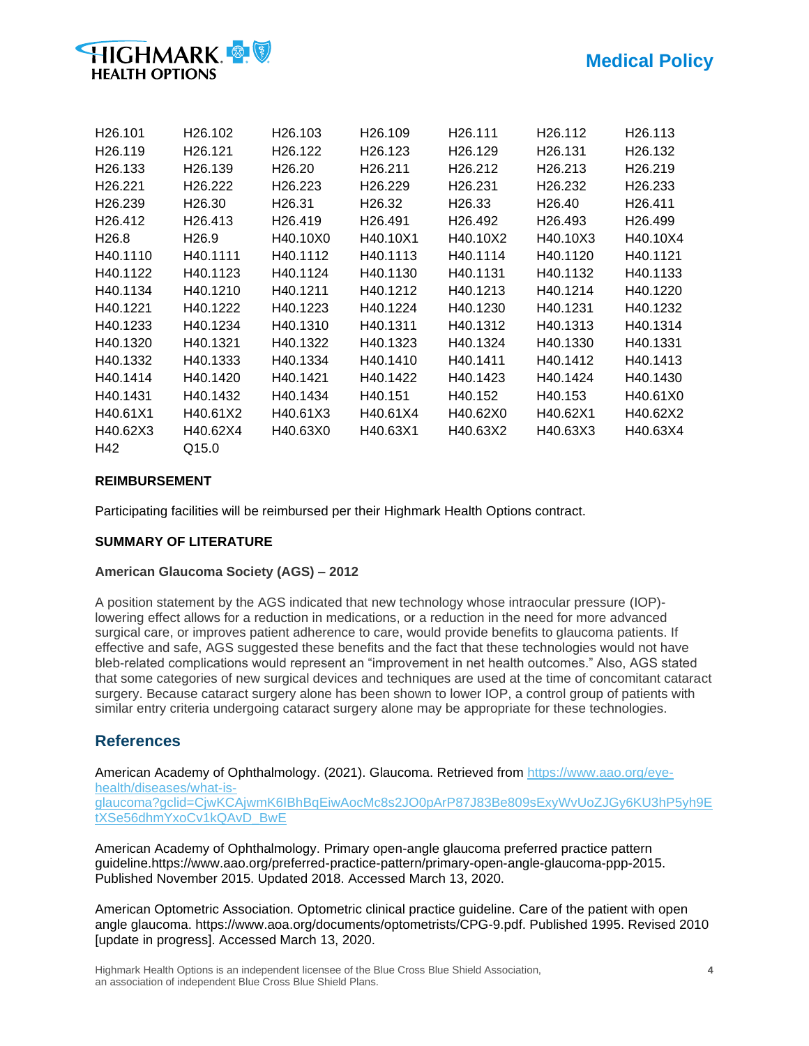| | | | | | | |
|---|---|---|---|---|---|---|
| H26.101 | H26.102 | H26.103 | H26.109 | H26.111 | H26.112 | H26.113 |
| H26.119 | H26.121 | H26.122 | H26.123 | H26.129 | H26.131 | H26.132 |
| H26.133 | H26.139 | H26.20 | H26.211 | H26.212 | H26.213 | H26.219 |
| H26.221 | H26.222 | H26.223 | H26.229 | H26.231 | H26.232 | H26.233 |
| H26.239 | H26.30 | H26.31 | H26.32 | H26.33 | H26.40 | H26.411 |
| H26.412 | H26.413 | H26.419 | H26.491 | H26.492 | H26.493 | H26.499 |
| H26.8 | H26.9 | H40.10X0 | H40.10X1 | H40.10X2 | H40.10X3 | H40.10X4 |
| H40.1110 | H40.1111 | H40.1112 | H40.1113 | H40.1114 | H40.1120 | H40.1121 |
| H40.1122 | H40.1123 | H40.1124 | H40.1130 | H40.1131 | H40.1132 | H40.1133 |
| H40.1134 | H40.1210 | H40.1211 | H40.1212 | H40.1213 | H40.1214 | H40.1220 |
| H40.1221 | H40.1222 | H40.1223 | H40.1224 | H40.1230 | H40.1231 | H40.1232 |
| H40.1233 | H40.1234 | H40.1310 | H40.1311 | H40.1312 | H40.1313 | H40.1314 |
| H40.1320 | H40.1321 | H40.1322 | H40.1323 | H40.1324 | H40.1330 | H40.1331 |
| H40.1332 | H40.1333 | H40.1334 | H40.1410 | H40.1411 | H40.1412 | H40.1413 |
| H40.1414 | H40.1420 | H40.1421 | H40.1422 | H40.1423 | H40.1424 | H40.1430 |
| H40.1431 | H40.1432 | H40.1434 | H40.151 | H40.152 | H40.153 | H40.61X0 |
| H40.61X1 | H40.61X2 | H40.61X3 | H40.61X4 | H40.62X0 | H40.62X1 | H40.62X2 |
| H40.62X3 | H40.62X4 | H40.63X0 | H40.63X1 | H40.63X2 | H40.63X3 | H40.63X4 |
| H42 | Q15.0 | | | | | |

**REIMBURSEMENT**

Participating facilities will be reimbursed per their Highmark Health Options contract.

**SUMMARY OF LITERATURE**

**American Glaucoma Society (AGS) – 2012**

A position statement by the AGS indicated that new technology whose intraocular pressure (IOP)-lowering effect allows for a reduction in medications, or a reduction in the need for more advanced surgical care, or improves patient adherence to care, would provide benefits to glaucoma patients. If effective and safe, AGS suggested these benefits and the fact that these technologies would not have bleb-related complications would represent an "improvement in net health outcomes." Also, AGS stated that some categories of new surgical devices and techniques are used at the time of concomitant cataract surgery. Because cataract surgery alone has been shown to lower IOP, a control group of patients with similar entry criteria undergoing cataract surgery alone may be appropriate for these technologies.

## References

American Academy of Ophthalmology. (2021). Glaucoma. Retrieved from https://www.aao.org/eye-health/diseases/what-is-glaucoma?gclid=CjwKCAjwmK6IBhBqEiwAocMc8s2JO0pArP87J83Be809sExyWvUoZJGy6KU3hP5yh9EtXSe56dhmYxoCv1kQAvD_BwE

American Academy of Ophthalmology. Primary open-angle glaucoma preferred practice pattern guideline.https://www.aao.org/preferred-practice-pattern/primary-open-angle-glaucoma-ppp-2015. Published November 2015. Updated 2018. Accessed March 13, 2020.

American Optometric Association. Optometric clinical practice guideline. Care of the patient with open angle glaucoma. https://www.aoa.org/documents/optometrists/CPG-9.pdf. Published 1995. Revised 2010 [update in progress]. Accessed March 13, 2020.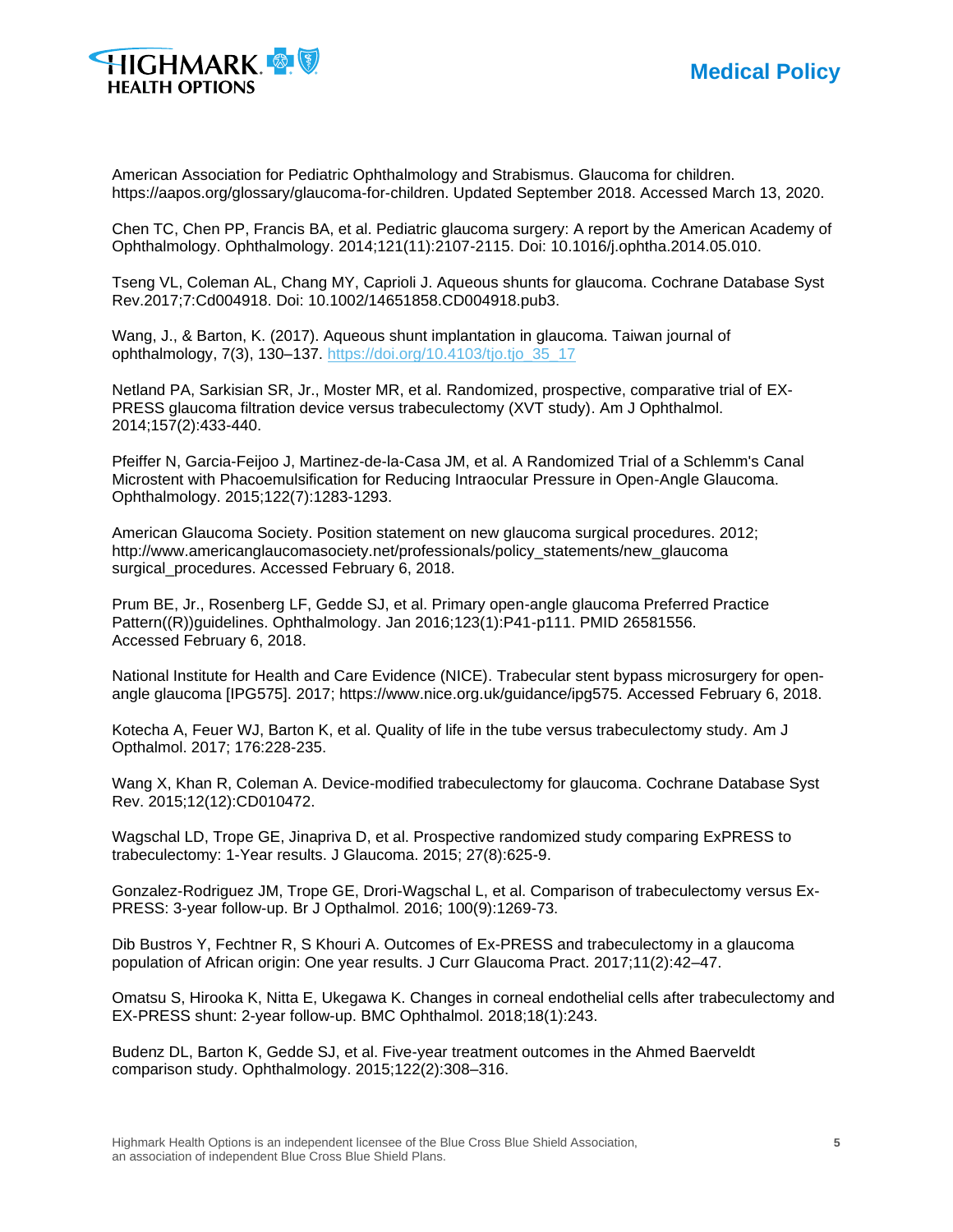American Association for Pediatric Ophthalmology and Strabismus. Glaucoma for children. https://aapos.org/glossary/glaucoma-for-children. Updated September 2018. Accessed March 13, 2020.

Chen TC, Chen PP, Francis BA, et al. Pediatric glaucoma surgery: A report by the American Academy of Ophthalmology. Ophthalmology. 2014;121(11):2107-2115. Doi: 10.1016/j.ophtha.2014.05.010.

Tseng VL, Coleman AL, Chang MY, Caprioli J. Aqueous shunts for glaucoma. Cochrane Database Syst Rev.2017;7:Cd004918. Doi: 10.1002/14651858.CD004918.pub3.

Wang, J., & Barton, K. (2017). Aqueous shunt implantation in glaucoma. Taiwan journal of ophthalmology, 7(3), 130–137. https://doi.org/10.4103/tjo.tjo_35_17

Netland PA, Sarkisian SR, Jr., Moster MR, et al. Randomized, prospective, comparative trial of EX-PRESS glaucoma filtration device versus trabeculectomy (XVT study). Am J Ophthalmol. 2014;157(2):433-440.

Pfeiffer N, Garcia-Feijoo J, Martinez-de-la-Casa JM, et al. A Randomized Trial of a Schlemm's Canal Microstent with Phacoemulsification for Reducing Intraocular Pressure in Open-Angle Glaucoma. Ophthalmology. 2015;122(7):1283-1293.

American Glaucoma Society. Position statement on new glaucoma surgical procedures. 2012; http://www.americanglaucomasociety.net/professionals/policy_statements/new_glaucoma surgical_procedures. Accessed February 6, 2018.

Prum BE, Jr., Rosenberg LF, Gedde SJ, et al. Primary open-angle glaucoma Preferred Practice Pattern((R))guidelines. Ophthalmology. Jan 2016;123(1):P41-p111. PMID 26581556. Accessed February 6, 2018.

National Institute for Health and Care Evidence (NICE). Trabecular stent bypass microsurgery for open-angle glaucoma [IPG575]. 2017; https://www.nice.org.uk/guidance/ipg575. Accessed February 6, 2018.

Kotecha A, Feuer WJ, Barton K, et al. Quality of life in the tube versus trabeculectomy study. Am J Opthalmol. 2017; 176:228-235.

Wang X, Khan R, Coleman A. Device-modified trabeculectomy for glaucoma. Cochrane Database Syst Rev. 2015;12(12):CD010472.

Wagschal LD, Trope GE, Jinapriva D, et al. Prospective randomized study comparing ExPRESS to trabeculectomy: 1-Year results. J Glaucoma. 2015; 27(8):625-9.

Gonzalez-Rodriguez JM, Trope GE, Drori-Wagschal L, et al. Comparison of trabeculectomy versus Ex-PRESS: 3-year follow-up. Br J Opthalmol. 2016; 100(9):1269-73.

Dib Bustros Y, Fechtner R, S Khouri A. Outcomes of Ex-PRESS and trabeculectomy in a glaucoma population of African origin: One year results. J Curr Glaucoma Pract. 2017;11(2):42–47.

Omatsu S, Hirooka K, Nitta E, Ukegawa K. Changes in corneal endothelial cells after trabeculectomy and EX-PRESS shunt: 2-year follow-up. BMC Ophthalmol. 2018;18(1):243.

Budenz DL, Barton K, Gedde SJ, et al. Five-year treatment outcomes in the Ahmed Baerveldt comparison study. Ophthalmology. 2015;122(2):308–316.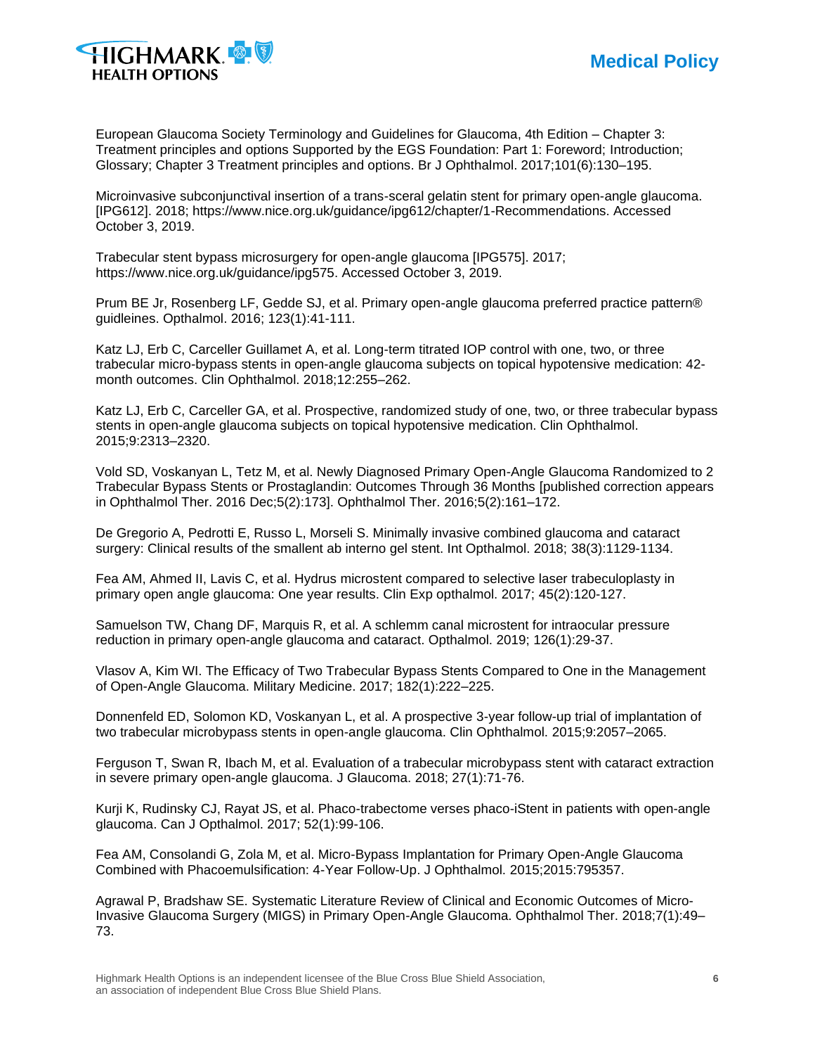European Glaucoma Society Terminology and Guidelines for Glaucoma, 4th Edition – Chapter 3: Treatment principles and options Supported by the EGS Foundation: Part 1: Foreword; Introduction; Glossary; Chapter 3 Treatment principles and options. Br J Ophthalmol. 2017;101(6):130–195.

Microinvasive subconjunctival insertion of a trans-sceral gelatin stent for primary open-angle glaucoma. [IPG612]. 2018; https://www.nice.org.uk/guidance/ipg612/chapter/1-Recommendations. Accessed October 3, 2019.

Trabecular stent bypass microsurgery for open-angle glaucoma [IPG575]. 2017; https://www.nice.org.uk/guidance/ipg575. Accessed October 3, 2019.

Prum BE Jr, Rosenberg LF, Gedde SJ, et al. Primary open-angle glaucoma preferred practice pattern® guidleines. Opthalmol. 2016; 123(1):41-111.

Katz LJ, Erb C, Carceller Guillamet A, et al. Long-term titrated IOP control with one, two, or three trabecular micro-bypass stents in open-angle glaucoma subjects on topical hypotensive medication: 42-month outcomes. Clin Ophthalmol. 2018;12:255–262.

Katz LJ, Erb C, Carceller GA, et al. Prospective, randomized study of one, two, or three trabecular bypass stents in open-angle glaucoma subjects on topical hypotensive medication. Clin Ophthalmol. 2015;9:2313–2320.

Vold SD, Voskanyan L, Tetz M, et al. Newly Diagnosed Primary Open-Angle Glaucoma Randomized to 2 Trabecular Bypass Stents or Prostaglandin: Outcomes Through 36 Months [published correction appears in Ophthalmol Ther. 2016 Dec;5(2):173]. Ophthalmol Ther. 2016;5(2):161–172.

De Gregorio A, Pedrotti E, Russo L, Morseli S. Minimally invasive combined glaucoma and cataract surgery: Clinical results of the smallent ab interno gel stent. Int Opthalmol. 2018; 38(3):1129-1134.

Fea AM, Ahmed II, Lavis C, et al. Hydrus microstent compared to selective laser trabeculoplasty in primary open angle glaucoma: One year results. Clin Exp opthalmol. 2017; 45(2):120-127.

Samuelson TW, Chang DF, Marquis R, et al. A schlemm canal microstent for intraocular pressure reduction in primary open-angle glaucoma and cataract. Opthalmol. 2019; 126(1):29-37.

Vlasov A, Kim WI. The Efficacy of Two Trabecular Bypass Stents Compared to One in the Management of Open-Angle Glaucoma. Military Medicine. 2017; 182(1):222–225.

Donnenfeld ED, Solomon KD, Voskanyan L, et al. A prospective 3-year follow-up trial of implantation of two trabecular microbypass stents in open-angle glaucoma. Clin Ophthalmol. 2015;9:2057–2065.

Ferguson T, Swan R, Ibach M, et al. Evaluation of a trabecular microbypass stent with cataract extraction in severe primary open-angle glaucoma. J Glaucoma. 2018; 27(1):71-76.

Kurji K, Rudinsky CJ, Rayat JS, et al. Phaco-trabectome verses phaco-iStent in patients with open-angle glaucoma. Can J Opthalmol. 2017; 52(1):99-106.

Fea AM, Consolandi G, Zola M, et al. Micro-Bypass Implantation for Primary Open-Angle Glaucoma Combined with Phacoemulsification: 4-Year Follow-Up. J Ophthalmol. 2015;2015:795357.

Agrawal P, Bradshaw SE. Systematic Literature Review of Clinical and Economic Outcomes of Micro-Invasive Glaucoma Surgery (MIGS) in Primary Open-Angle Glaucoma. Ophthalmol Ther. 2018;7(1):49–73.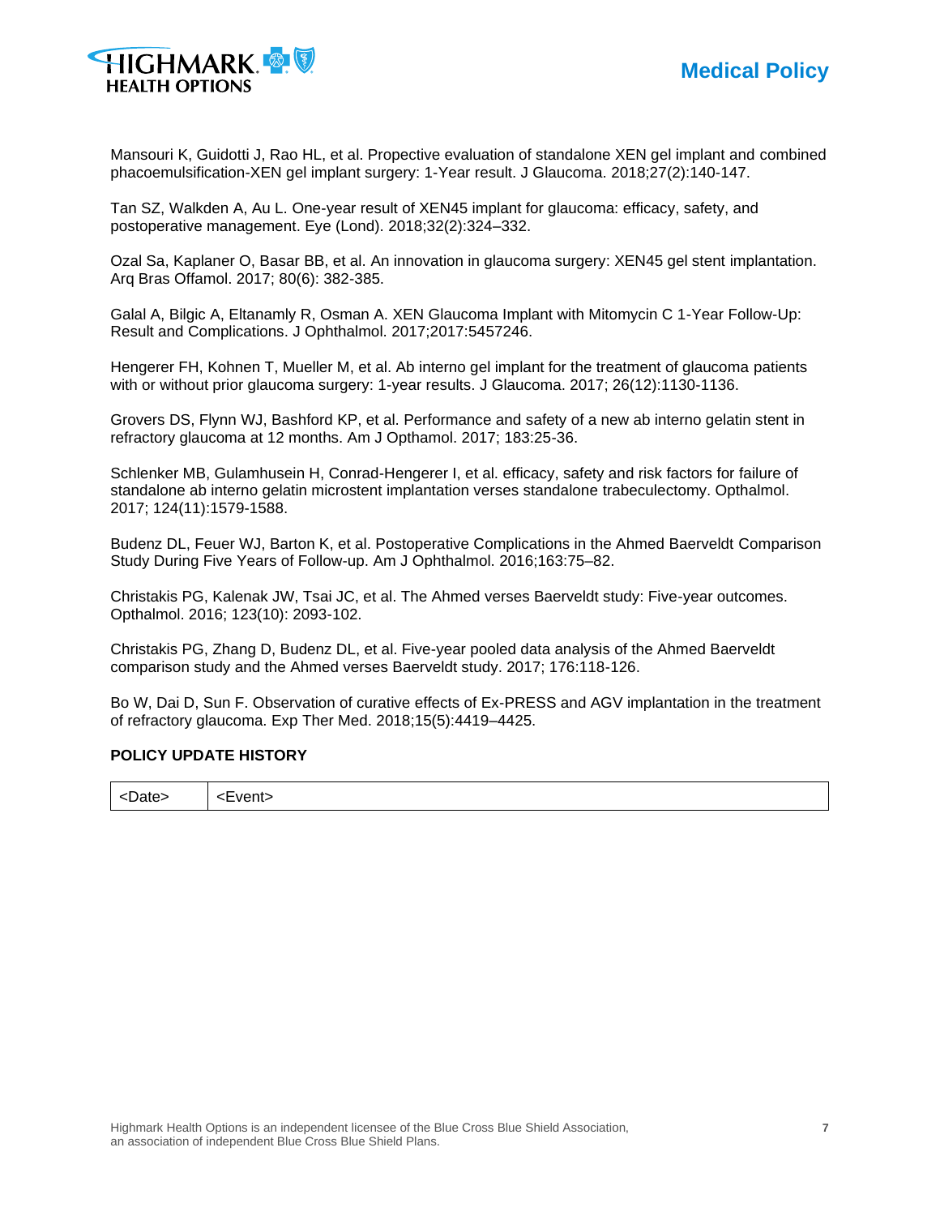Mansouri K, Guidotti J, Rao HL, et al. Propective evaluation of standalone XEN gel implant and combined phacoemulsification-XEN gel implant surgery: 1-Year result. J Glaucoma. 2018;27(2):140-147.

Tan SZ, Walkden A, Au L. One-year result of XEN45 implant for glaucoma: efficacy, safety, and postoperative management. Eye (Lond). 2018;32(2):324–332.

Ozal Sa, Kaplaner O, Basar BB, et al. An innovation in glaucoma surgery: XEN45 gel stent implantation. Arq Bras Offamol. 2017; 80(6): 382-385.

Galal A, Bilgic A, Eltanamly R, Osman A. XEN Glaucoma Implant with Mitomycin C 1-Year Follow-Up: Result and Complications. J Ophthalmol. 2017;2017:5457246.

Hengerer FH, Kohnen T, Mueller M, et al. Ab interno gel implant for the treatment of glaucoma patients with or without prior glaucoma surgery: 1-year results. J Glaucoma. 2017; 26(12):1130-1136.

Grovers DS, Flynn WJ, Bashford KP, et al. Performance and safety of a new ab interno gelatin stent in refractory glaucoma at 12 months. Am J Opthamol. 2017; 183:25-36.

Schlenker MB, Gulamhusein H, Conrad-Hengerer I, et al. efficacy, safety and risk factors for failure of standalone ab interno gelatin microstent implantation verses standalone trabeculectomy. Opthalmol. 2017; 124(11):1579-1588.

Budenz DL, Feuer WJ, Barton K, et al. Postoperative Complications in the Ahmed Baerveldt Comparison Study During Five Years of Follow-up. Am J Ophthalmol. 2016;163:75–82.

Christakis PG, Kalenak JW, Tsai JC, et al. The Ahmed verses Baerveldt study: Five-year outcomes. Opthalmol. 2016; 123(10): 2093-102.

Christakis PG, Zhang D, Budenz DL, et al. Five-year pooled data analysis of the Ahmed Baerveldt comparison study and the Ahmed verses Baerveldt study. 2017; 176:118-126.

Bo W, Dai D, Sun F. Observation of curative effects of Ex-PRESS and AGV implantation in the treatment of refractory glaucoma. Exp Ther Med. 2018;15(5):4419–4425.

**POLICY UPDATE HISTORY**

| | |
|---|---|
| <Date> | <Event> |

Highmark Health Options is an independent licensee of the Blue Cross Blue Shield Association, an association of independent Blue Cross Blue Shield Plans.